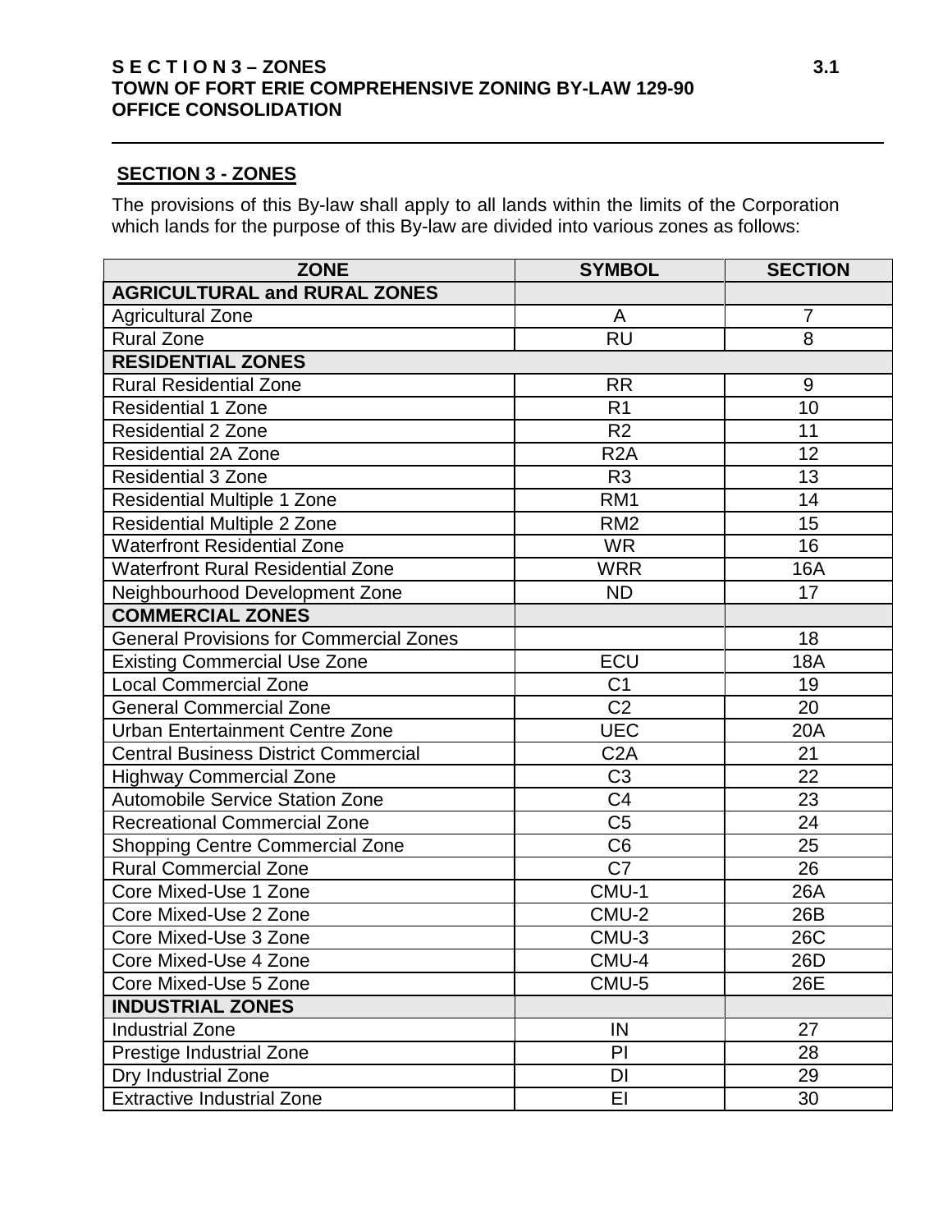## SECTION 3 - ZONES

The provisions of this By-law shall apply to all lands within the limits of the Corporation which lands for the purpose of this By-law are divided into various zones as follows:

| ZONE | SYMBOL | SECTION |
|---|---|---|
| **AGRICULTURAL and RURAL ZONES** | | |
| Agricultural Zone | A | 7 |
| Rural Zone | RU | 8 |
| **RESIDENTIAL ZONES** | | |
| Rural Residential Zone | RR | 9 |
| Residential 1 Zone | R1 | 10 |
| Residential 2 Zone | R2 | 11 |
| Residential 2A Zone | R2A | 12 |
| Residential 3 Zone | R3 | 13 |
| Residential Multiple 1 Zone | RM1 | 14 |
| Residential Multiple 2 Zone | RM2 | 15 |
| Waterfront Residential Zone | WR | 16 |
| Waterfront Rural Residential Zone | WRR | 16A |
| Neighbourhood Development Zone | ND | 17 |
| **COMMERCIAL ZONES** | | |
| General Provisions for Commercial Zones | | 18 |
| Existing Commercial Use Zone | ECU | 18A |
| Local Commercial Zone | C1 | 19 |
| General Commercial Zone | C2 | 20 |
| Urban Entertainment Centre Zone | UEC | 20A |
| Central Business District Commercial | C2A | 21 |
| Highway Commercial Zone | C3 | 22 |
| Automobile Service Station Zone | C4 | 23 |
| Recreational Commercial Zone | C5 | 24 |
| Shopping Centre Commercial Zone | C6 | 25 |
| Rural Commercial Zone | C7 | 26 |
| Core Mixed-Use 1 Zone | CMU-1 | 26A |
| Core Mixed-Use 2 Zone | CMU-2 | 26B |
| Core Mixed-Use 3 Zone | CMU-3 | 26C |
| Core Mixed-Use 4 Zone | CMU-4 | 26D |
| Core Mixed-Use 5 Zone | CMU-5 | 26E |
| **INDUSTRIAL ZONES** | | |
| Industrial Zone | IN | 27 |
| Prestige Industrial Zone | PI | 28 |
| Dry Industrial Zone | DI | 29 |
| Extractive Industrial Zone | EI | 30 |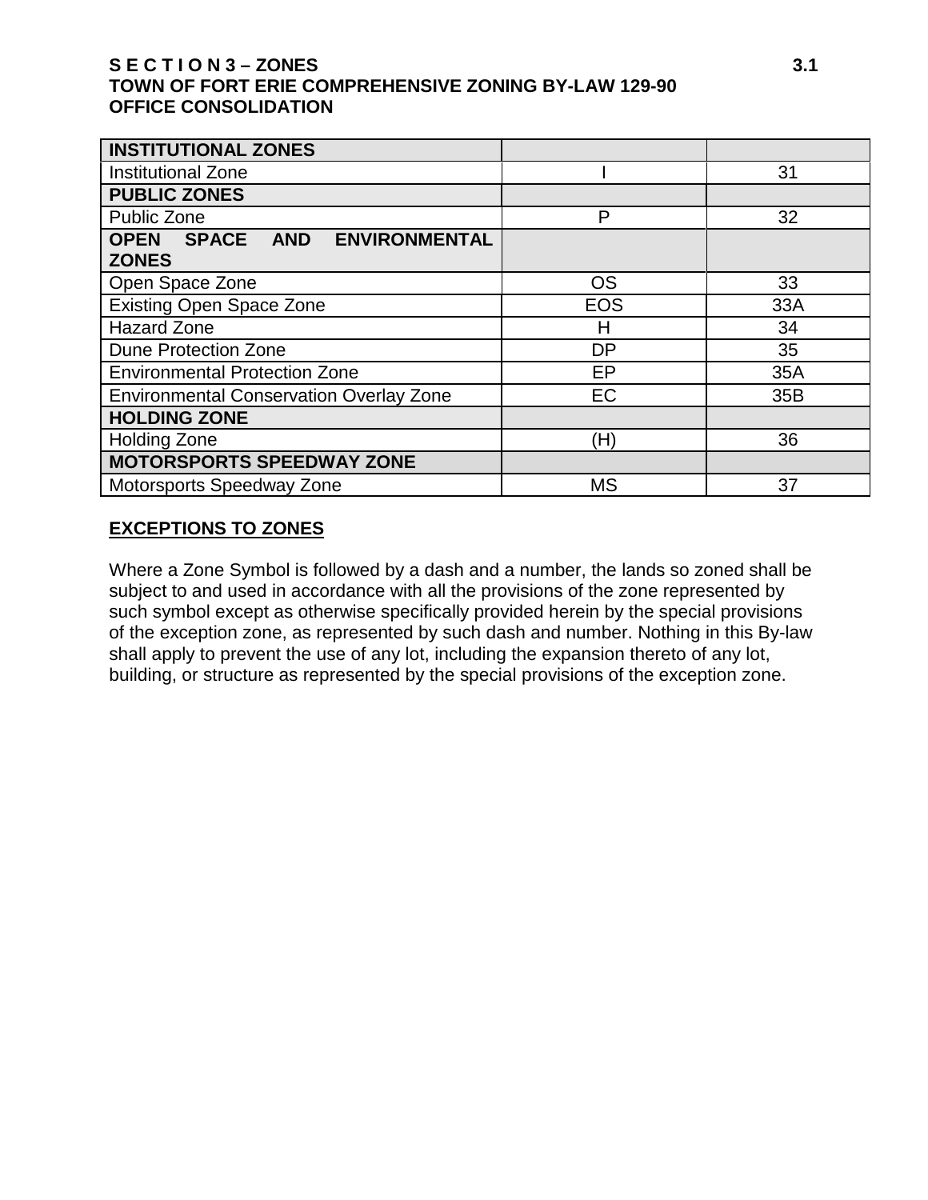| | | |
|---|---|---|
| **INSTITUTIONAL ZONES** | | |
| Institutional Zone | I | 31 |
| **PUBLIC ZONES** | | |
| Public Zone | P | 32 |
| **OPEN SPACE AND ENVIRONMENTAL ZONES** | | |
| Open Space Zone | OS | 33 |
| Existing Open Space Zone | EOS | 33A |
| Hazard Zone | H | 34 |
| Dune Protection Zone | DP | 35 |
| Environmental Protection Zone | EP | 35A |
| Environmental Conservation Overlay Zone | EC | 35B |
| **HOLDING ZONE** | | |
| Holding Zone | (H) | 36 |
| **MOTORSPORTS SPEEDWAY ZONE** | | |
| Motorsports Speedway Zone | MS | 37 |

## EXCEPTIONS TO ZONES

Where a Zone Symbol is followed by a dash and a number, the lands so zoned shall be subject to and used in accordance with all the provisions of the zone represented by such symbol except as otherwise specifically provided herein by the special provisions of the exception zone, as represented by such dash and number. Nothing in this By-law shall apply to prevent the use of any lot, including the expansion thereto of any lot, building, or structure as represented by the special provisions of the exception zone.